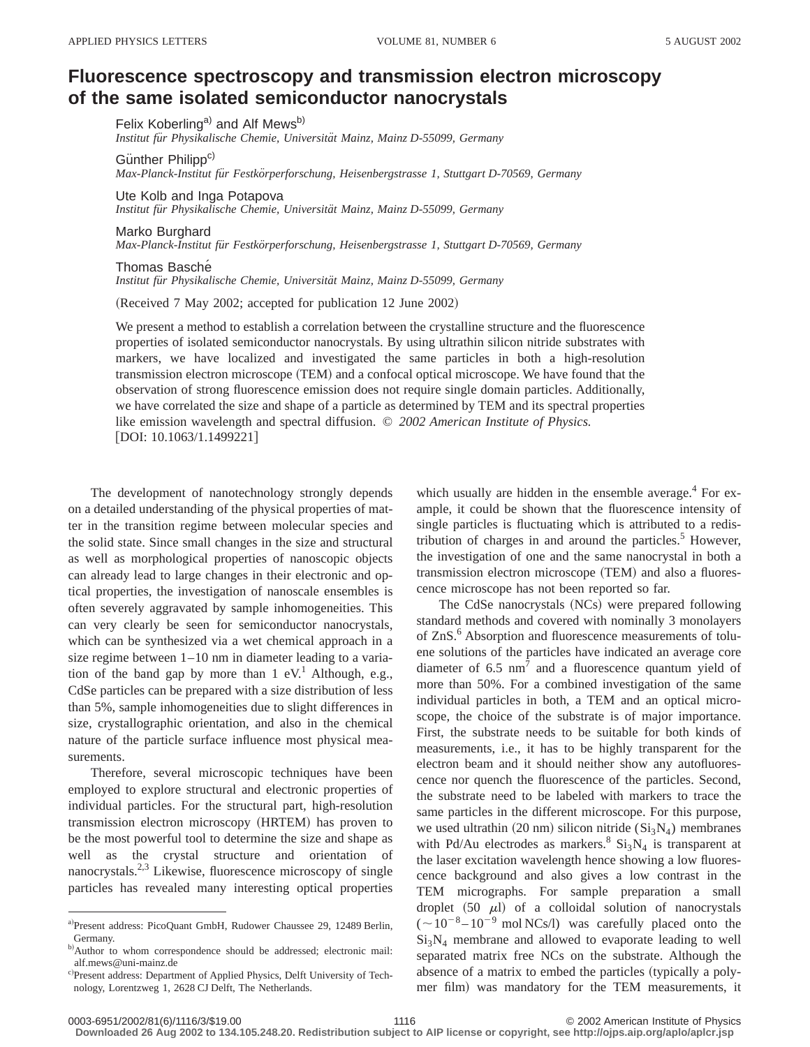# Fluorescence spectroscopy and transmission electron microscopy of the same isolated semiconductor nanocrystals

Felix Koberling[a] and Alf Mews[b]
*Institut für Physikalische Chemie, Universität Mainz, Mainz D-55099, Germany*

Günther Philipp[c]
*Max-Planck-Institut für Festkörperforschung, Heisenbergstrasse 1, Stuttgart D-70569, Germany*

Ute Kolb and Inga Potapova
*Institut für Physikalische Chemie, Universität Mainz, Mainz D-55099, Germany*

Marko Burghard
*Max-Planck-Institut für Festkörperforschung, Heisenbergstrasse 1, Stuttgart D-70569, Germany*

Thomas Basché
*Institut für Physikalische Chemie, Universität Mainz, Mainz D-55099, Germany*

(Received 7 May 2002; accepted for publication 12 June 2002)

We present a method to establish a correlation between the crystalline structure and the fluorescence properties of isolated semiconductor nanocrystals. By using ultrathin silicon nitride substrates with markers, we have localized and investigated the same particles in both a high-resolution transmission electron microscope (TEM) and a confocal optical microscope. We have found that the observation of strong fluorescence emission does not require single domain particles. Additionally, we have correlated the size and shape of a particle as determined by TEM and its spectral properties like emission wavelength and spectral diffusion. © *2002 American Institute of Physics.* [DOI: 10.1063/1.1499221]

The development of nanotechnology strongly depends on a detailed understanding of the physical properties of matter in the transition regime between molecular species and the solid state. Since small changes in the size and structural as well as morphological properties of nanoscopic objects can already lead to large changes in their electronic and optical properties, the investigation of nanoscale ensembles is often severely aggravated by sample inhomogeneities. This can very clearly be seen for semiconductor nanocrystals, which can be synthesized via a wet chemical approach in a size regime between 1–10 nm in diameter leading to a variation of the band gap by more than 1 eV.[1] Although, e.g., CdSe particles can be prepared with a size distribution of less than 5%, sample inhomogeneities due to slight differences in size, crystallographic orientation, and also in the chemical nature of the particle surface influence most physical measurements.

Therefore, several microscopic techniques have been employed to explore structural and electronic properties of individual particles. For the structural part, high-resolution transmission electron microscopy (HRTEM) has proven to be the most powerful tool to determine the size and shape as well as the crystal structure and orientation of nanocrystals.[2,3] Likewise, fluorescence microscopy of single particles has revealed many interesting optical properties which usually are hidden in the ensemble average.[4] For example, it could be shown that the fluorescence intensity of single particles is fluctuating which is attributed to a redistribution of charges in and around the particles.[5] However, the investigation of one and the same nanocrystal in both a transmission electron microscope (TEM) and also a fluorescence microscope has not been reported so far.

The CdSe nanocrystals (NCs) were prepared following standard methods and covered with nominally 3 monolayers of ZnS.[6] Absorption and fluorescence measurements of toluene solutions of the particles have indicated an average core diameter of 6.5 nm[7] and a fluorescence quantum yield of more than 50%. For a combined investigation of the same individual particles in both, a TEM and an optical microscope, the choice of the substrate is of major importance. First, the substrate needs to be suitable for both kinds of measurements, i.e., it has to be highly transparent for the electron beam and it should neither show any autofluorescence nor quench the fluorescence of the particles. Second, the substrate need to be labeled with markers to trace the same particles in the different microscope. For this purpose, we used ultrathin (20 nm) silicon nitride ($Si_3N_4$) membranes with Pd/Au electrodes as markers.[8] $Si_3N_4$ is transparent at the laser excitation wavelength hence showing a low fluorescence background and also gives a low contrast in the TEM micrographs. For sample preparation a small droplet (50 $\mu$l) of a colloidal solution of nanocrystals ($\sim 10^{-8}$–$10^{-9}$ mol NCs/l) was carefully placed onto the $Si_3N_4$ membrane and allowed to evaporate leading to well separated matrix free NCs on the substrate. Although the absence of a matrix to embed the particles (typically a polymer film) was mandatory for the TEM measurements, it

---

[a] Present address: PicoQuant GmbH, Rudower Chaussee 29, 12489 Berlin, Germany.

[b] Author to whom correspondence should be addressed; electronic mail: alf.mews@uni-mainz.de

[c] Present address: Department of Applied Physics, Delft University of Technology, Lorentzweg 1, 2628 CJ Delft, The Netherlands.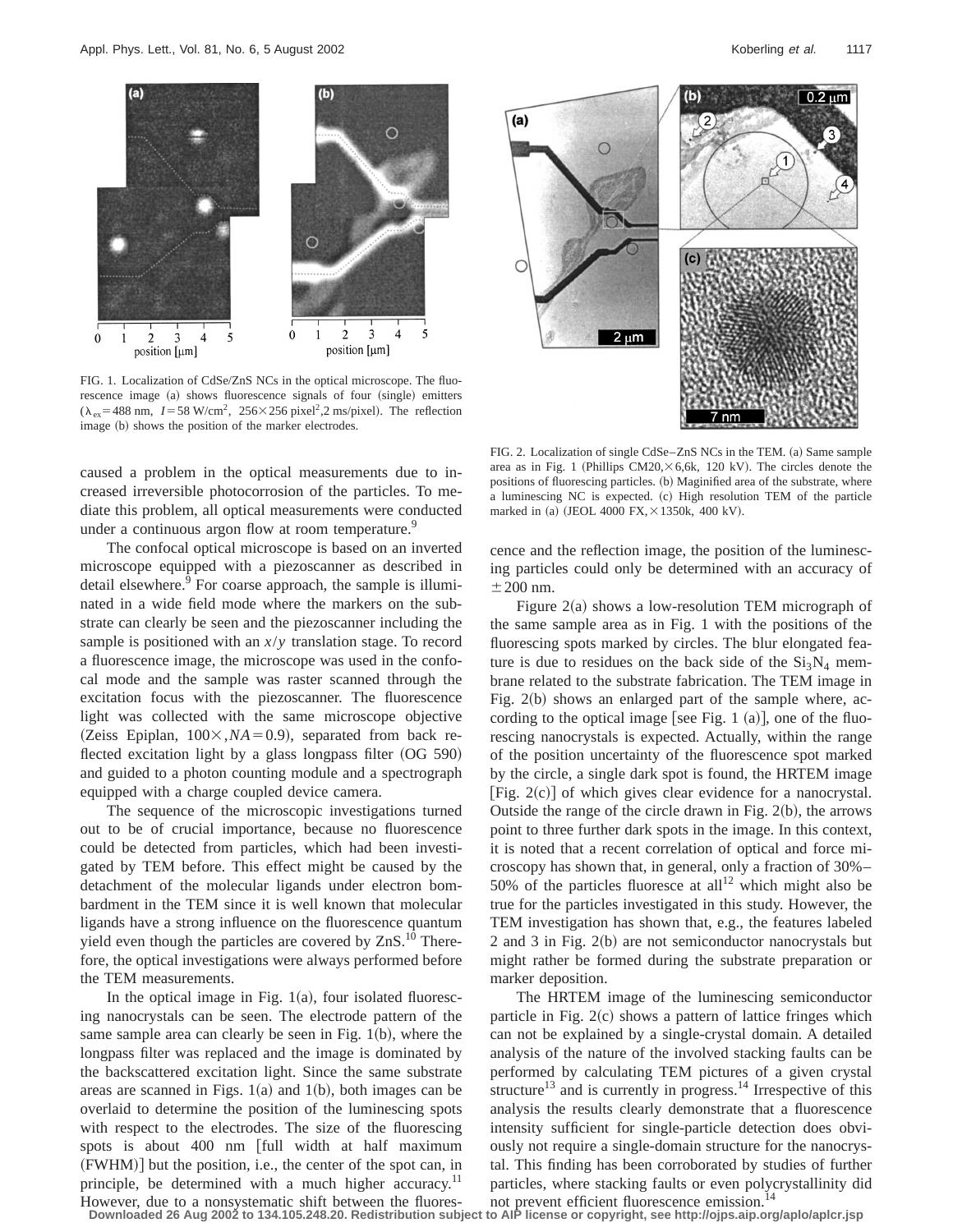FIG. 1. Localization of CdSe/ZnS NCs in the optical microscope. The fluorescence image (a) shows fluorescence signals of four (single) emitters ($\lambda_{ex}$=488 nm, $I$=58 W/cm$^2$, 256×256 pixel$^2$,2 ms/pixel). The reflection image (b) shows the position of the marker electrodes.

FIG. 2. Localization of single CdSe–ZnS NCs in the TEM. (a) Same sample area as in Fig. 1 (Phillips CM20,×6,6k, 120 kV). The circles denote the positions of fluorescing particles. (b) Maginified area of the substrate, where a luminescing NC is expected. (c) High resolution TEM of the particle marked in (a) (JEOL 4000 FX,×1350k, 400 kV).

caused a problem in the optical measurements due to increased irreversible photocorrosion of the particles. To mediate this problem, all optical measurements were conducted under a continuous argon flow at room temperature.[9]

The confocal optical microscope is based on an inverted microscope equipped with a piezoscanner as described in detail elsewhere.[9] For coarse approach, the sample is illuminated in a wide field mode where the markers on the substrate can clearly be seen and the piezoscanner including the sample is positioned with an $x/y$ translation stage. To record a fluorescence image, the microscope was used in the confocal mode and the sample was raster scanned through the excitation focus with the piezoscanner. The fluorescence light was collected with the same microscope objective (Zeiss Epiplan, 100×,$NA$=0.9), separated from back reflected excitation light by a glass longpass filter (OG 590) and guided to a photon counting module and a spectrograph equipped with a charge coupled device camera.

The sequence of the microscopic investigations turned out to be of crucial importance, because no fluorescence could be detected from particles, which had been investigated by TEM before. This effect might be caused by the detachment of the molecular ligands under electron bombardment in the TEM since it is well known that molecular ligands have a strong influence on the fluorescence quantum yield even though the particles are covered by ZnS.[10] Therefore, the optical investigations were always performed before the TEM measurements.

In the optical image in Fig. 1(a), four isolated fluorescing nanocrystals can be seen. The electrode pattern of the same sample area can clearly be seen in Fig. 1(b), where the longpass filter was replaced and the image is dominated by the backscattered excitation light. Since the same substrate areas are scanned in Figs. 1(a) and 1(b), both images can be overlaid to determine the position of the luminescing spots with respect to the electrodes. The size of the fluorescing spots is about 400 nm [full width at half maximum (FWHM)] but the position, i.e., the center of the spot can, in principle, be determined with a much higher accuracy.[11] However, due to a nonsystematic shift between the fluorescence and the reflection image, the position of the luminescing particles could only be determined with an accuracy of ±200 nm.

Figure 2(a) shows a low-resolution TEM micrograph of the same sample area as in Fig. 1 with the positions of the fluorescing spots marked by circles. The blur elongated feature is due to residues on the back side of the $Si_3N_4$ membrane related to the substrate fabrication. The TEM image in Fig. 2(b) shows an enlarged part of the sample where, according to the optical image [see Fig. 1 (a)], one of the fluorescing nanocrystals is expected. Actually, within the range of the position uncertainty of the fluorescence spot marked by the circle, a single dark spot is found, the HRTEM image [Fig. 2(c)] of which gives clear evidence for a nanocrystal. Outside the range of the circle drawn in Fig. 2(b), the arrows point to three further dark spots in the image. In this context, it is noted that a recent correlation of optical and force microscopy has shown that, in general, only a fraction of 30%–50% of the particles fluoresce at all[12] which might also be true for the particles investigated in this study. However, the TEM investigation has shown that, e.g., the features labeled 2 and 3 in Fig. 2(b) are not semiconductor nanocrystals but might rather be formed during the substrate preparation or marker deposition.

The HRTEM image of the luminescing semiconductor particle in Fig. 2(c) shows a pattern of lattice fringes which can not be explained by a single-crystal domain. A detailed analysis of the nature of the involved stacking faults can be performed by calculating TEM pictures of a given crystal structure[13] and is currently in progress.[14] Irrespective of this analysis the results clearly demonstrate that a fluorescence intensity sufficient for single-particle detection does obviously not require a single-domain structure for the nanocrystal. This finding has been corroborated by studies of further particles, where stacking faults or even polycrystallinity did not prevent efficient fluorescence emission.[14]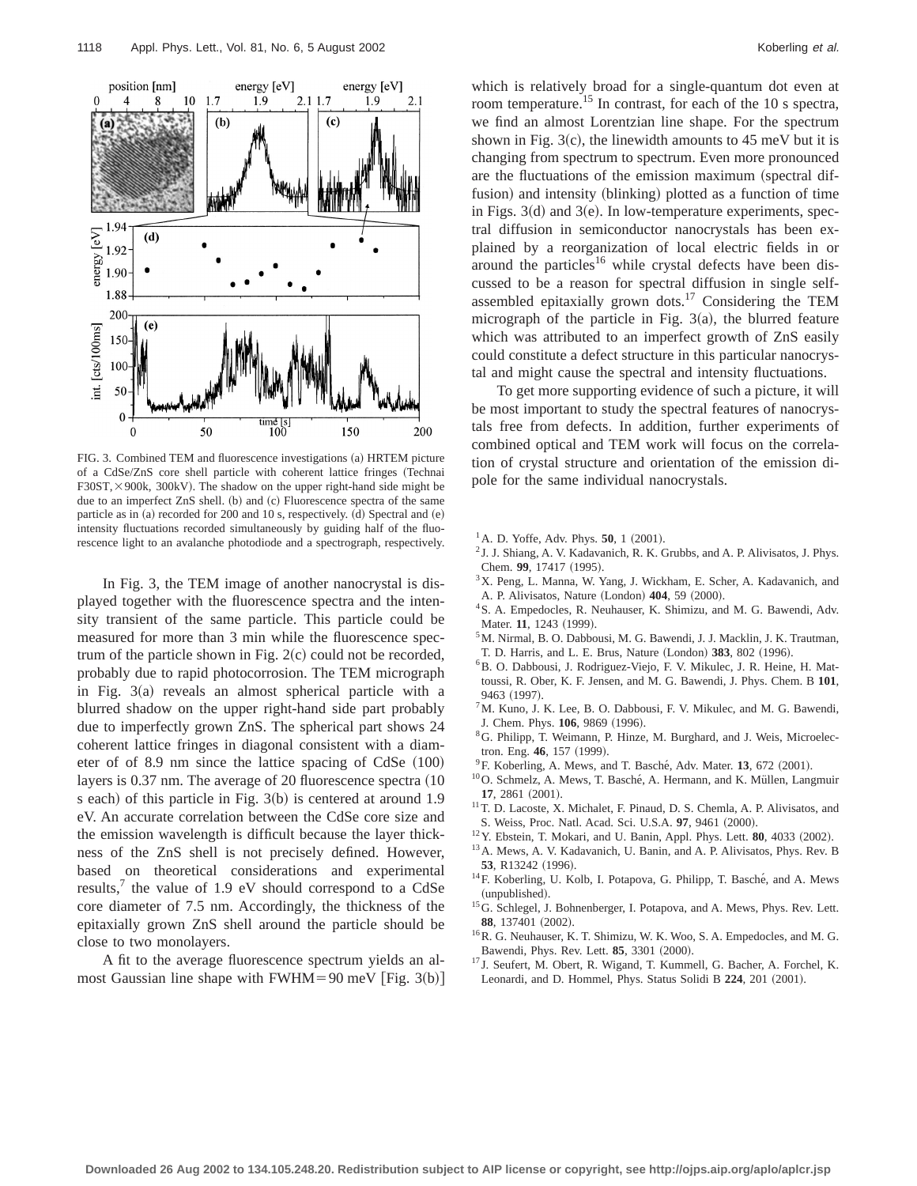position [nm]
0 4 8 10
(a)

energy [eV]
1.7 1.9 2.1
(b)

energy [eV]
1.7 1.9 2.1
(c)

energy [eV]
1.94
1.92
1.90
1.88
(d)

int. [cts/100ms]
200
150
100
50
0
(e)

time [s]
0 50 100 150 200

FIG. 3. Combined TEM and fluorescence investigations (a) HRTEM picture of a CdSe/ZnS core shell particle with coherent lattice fringes (Technai F30ST, ×900k, 300kV). The shadow on the upper right-hand side might be due to an imperfect ZnS shell. (b) and (c) Fluorescence spectra of the same particle as in (a) recorded for 200 and 10 s, respectively. (d) Spectral and (e) intensity fluctuations recorded simultaneously by guiding half of the fluorescence light to an avalanche photodiode and a spectrograph, respectively.

In Fig. 3, the TEM image of another nanocrystal is displayed together with the fluorescence spectra and the intensity transient of the same particle. This particle could be measured for more than 3 min while the fluorescence spectrum of the particle shown in Fig. 2(c) could not be recorded, probably due to rapid photocorrosion. The TEM micrograph in Fig. 3(a) reveals an almost spherical particle with a blurred shadow on the upper right-hand side part probably due to imperfectly grown ZnS. The spherical part shows 24 coherent lattice fringes in diagonal consistent with a diameter of of 8.9 nm since the lattice spacing of CdSe (100) layers is 0.37 nm. The average of 20 fluorescence spectra (10 s each) of this particle in Fig. 3(b) is centered at around 1.9 eV. An accurate correlation between the CdSe core size and the emission wavelength is difficult because the layer thickness of the ZnS shell is not precisely defined. However, based on theoretical considerations and experimental results,[7] the value of 1.9 eV should correspond to a CdSe core diameter of 7.5 nm. Accordingly, the thickness of the epitaxially grown ZnS shell around the particle should be close to two monolayers.

A fit to the average fluorescence spectrum yields an almost Gaussian line shape with FWHM = 90 meV [Fig. 3(b)] which is relatively broad for a single-quantum dot even at room temperature.[15] In contrast, for each of the 10 s spectra, we find an almost Lorentzian line shape. For the spectrum shown in Fig. 3(c), the linewidth amounts to 45 meV but it is changing from spectrum to spectrum. Even more pronounced are the fluctuations of the emission maximum (spectral diffusion) and intensity (blinking) plotted as a function of time in Figs. 3(d) and 3(e). In low-temperature experiments, spectral diffusion in semiconductor nanocrystals has been explained by a reorganization of local electric fields in or around the particles[16] while crystal defects have been discussed to be a reason for spectral diffusion in single self-assembled epitaxially grown dots.[17] Considering the TEM micrograph of the particle in Fig. 3(a), the blurred feature which was attributed to an imperfect growth of ZnS easily could constitute a defect structure in this particular nanocrystal and might cause the spectral and intensity fluctuations.

To get more supporting evidence of such a picture, it will be most important to study the spectral features of nanocrystals free from defects. In addition, further experiments of combined optical and TEM work will focus on the correlation of crystal structure and orientation of the emission dipole for the same individual nanocrystals.

[1] A. D. Yoffe, Adv. Phys. **50**, 1 (2001).
[2] J. J. Shiang, A. V. Kadavanich, R. K. Grubbs, and A. P. Alivisatos, J. Phys. Chem. **99**, 17417 (1995).
[3] X. Peng, L. Manna, W. Yang, J. Wickham, E. Scher, A. Kadavanich, and A. P. Alivisatos, Nature (London) **404**, 59 (2000).
[4] S. A. Empedocles, R. Neuhauser, K. Shimizu, and M. G. Bawendi, Adv. Mater. **11**, 1243 (1999).
[5] M. Nirmal, B. O. Dabbousi, M. G. Bawendi, J. J. Macklin, J. K. Trautman, T. D. Harris, and L. E. Brus, Nature (London) **383**, 802 (1996).
[6] B. O. Dabbousi, J. Rodriguez-Viejo, F. V. Mikulec, J. R. Heine, H. Mattoussi, R. Ober, K. F. Jensen, and M. G. Bawendi, J. Phys. Chem. B **101**, 9463 (1997).
[7] M. Kuno, J. K. Lee, B. O. Dabbousi, F. V. Mikulec, and M. G. Bawendi, J. Chem. Phys. **106**, 9869 (1996).
[8] G. Philipp, T. Weimann, P. Hinze, M. Burghard, and J. Weis, Microelectron. Eng. **46**, 157 (1999).
[9] F. Koberling, A. Mews, and T. Basché, Adv. Mater. **13**, 672 (2001).
[10] O. Schmelz, A. Mews, T. Basché, A. Hermann, and K. Müllen, Langmuir **17**, 2861 (2001).
[11] T. D. Lacoste, X. Michalet, F. Pinaud, D. S. Chemla, A. P. Alivisatos, and S. Weiss, Proc. Natl. Acad. Sci. U.S.A. **97**, 9461 (2000).
[12] Y. Ebstein, T. Mokari, and U. Banin, Appl. Phys. Lett. **80**, 4033 (2002).
[13] A. Mews, A. V. Kadavanich, U. Banin, and A. P. Alivisatos, Phys. Rev. B **53**, R13242 (1996).
[14] F. Koberling, U. Kolb, I. Potapova, G. Philipp, T. Basché, and A. Mews (unpublished).
[15] G. Schlegel, J. Bohnenberger, I. Potapova, and A. Mews, Phys. Rev. Lett. **88**, 137401 (2002).
[16] R. G. Neuhauser, K. T. Shimizu, W. K. Woo, S. A. Empedocles, and M. G. Bawendi, Phys. Rev. Lett. **85**, 3301 (2000).
[17] J. Seufert, M. Obert, R. Wigand, T. Kummell, G. Bacher, A. Forchel, K. Leonardi, and D. Hommel, Phys. Status Solidi B **224**, 201 (2001).